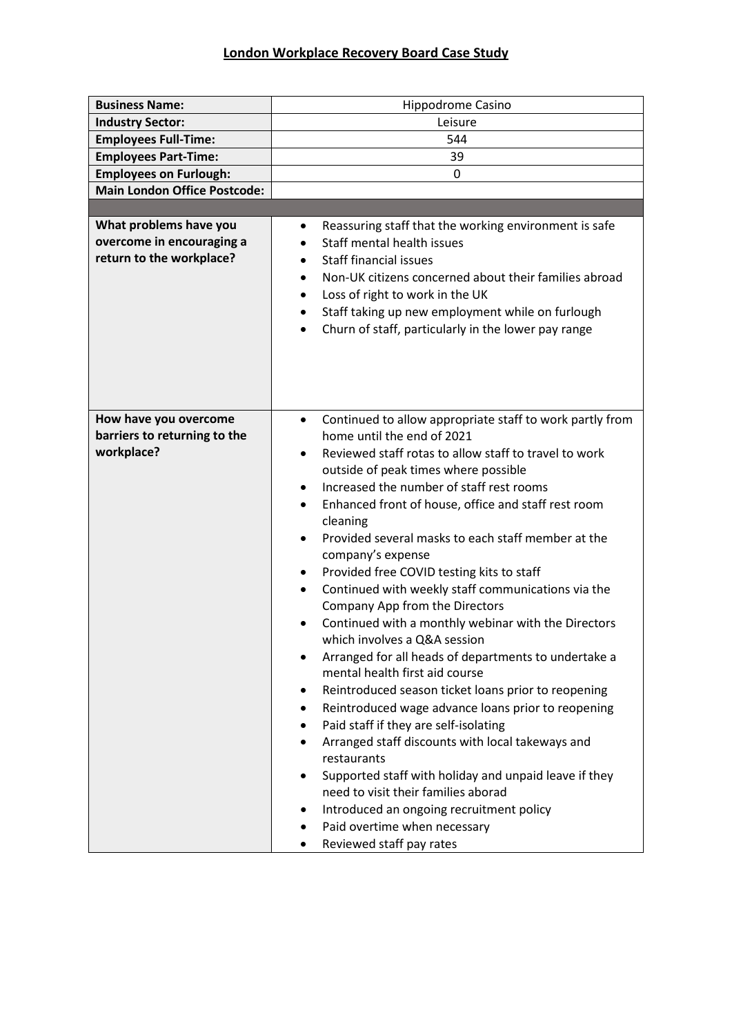# London Workplace Recovery Board Case Study

| | |
|---|---|
| **Business Name:** | Hippodrome Casino |
| **Industry Sector:** | Leisure |
| **Employees Full-Time:** | 544 |
| **Employees Part-Time:** | 39 |
| **Employees on Furlough:** | 0 |
| **Main London Office Postcode:** | |
| | |
| **What problems have you overcome in encouraging a return to the workplace?** | • Reassuring staff that the working environment is safe<br>• Staff mental health issues<br>• Staff financial issues<br>• Non-UK citizens concerned about their families abroad<br>• Loss of right to work in the UK<br>• Staff taking up new employment while on furlough<br>• Churn of staff, particularly in the lower pay range |
| **How have you overcome barriers to returning to the workplace?** | • Continued to allow appropriate staff to work partly from home until the end of 2021<br>• Reviewed staff rotas to allow staff to travel to work outside of peak times where possible<br>• Increased the number of staff rest rooms<br>• Enhanced front of house, office and staff rest room cleaning<br>• Provided several masks to each staff member at the company's expense<br>• Provided free COVID testing kits to staff<br>• Continued with weekly staff communications via the Company App from the Directors<br>• Continued with a monthly webinar with the Directors which involves a Q&A session<br>• Arranged for all heads of departments to undertake a mental health first aid course<br>• Reintroduced season ticket loans prior to reopening<br>• Reintroduced wage advance loans prior to reopening<br>• Paid staff if they are self-isolating<br>• Arranged staff discounts with local takeways and restaurants<br>• Supported staff with holiday and unpaid leave if they need to visit their families aborad<br>• Introduced an ongoing recruitment policy<br>• Paid overtime when necessary<br>• Reviewed staff pay rates |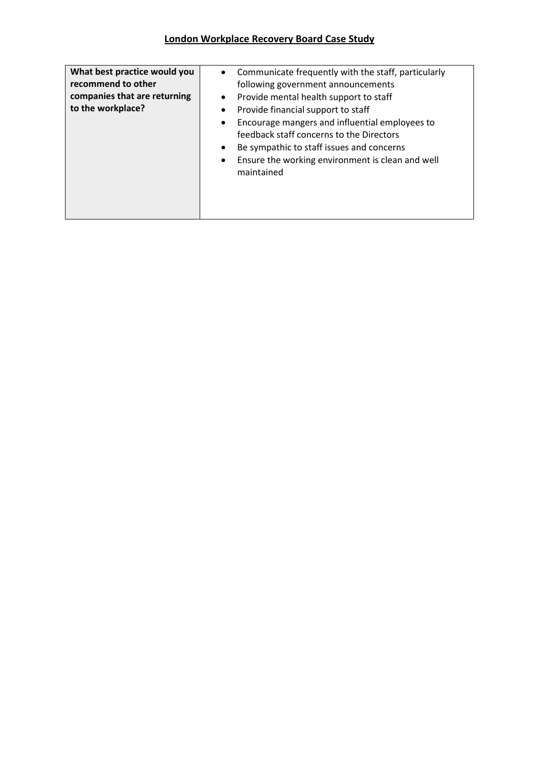| | |
|---|---|
| **What best practice would you recommend to other companies that are returning to the workplace?** | • Communicate frequently with the staff, particularly following government announcements<br>• Provide mental health support to staff<br>• Provide financial support to staff<br>• Encourage mangers and influential employees to feedback staff concerns to the Directors<br>• Be sympathic to staff issues and concerns<br>• Ensure the working environment is clean and well maintained |